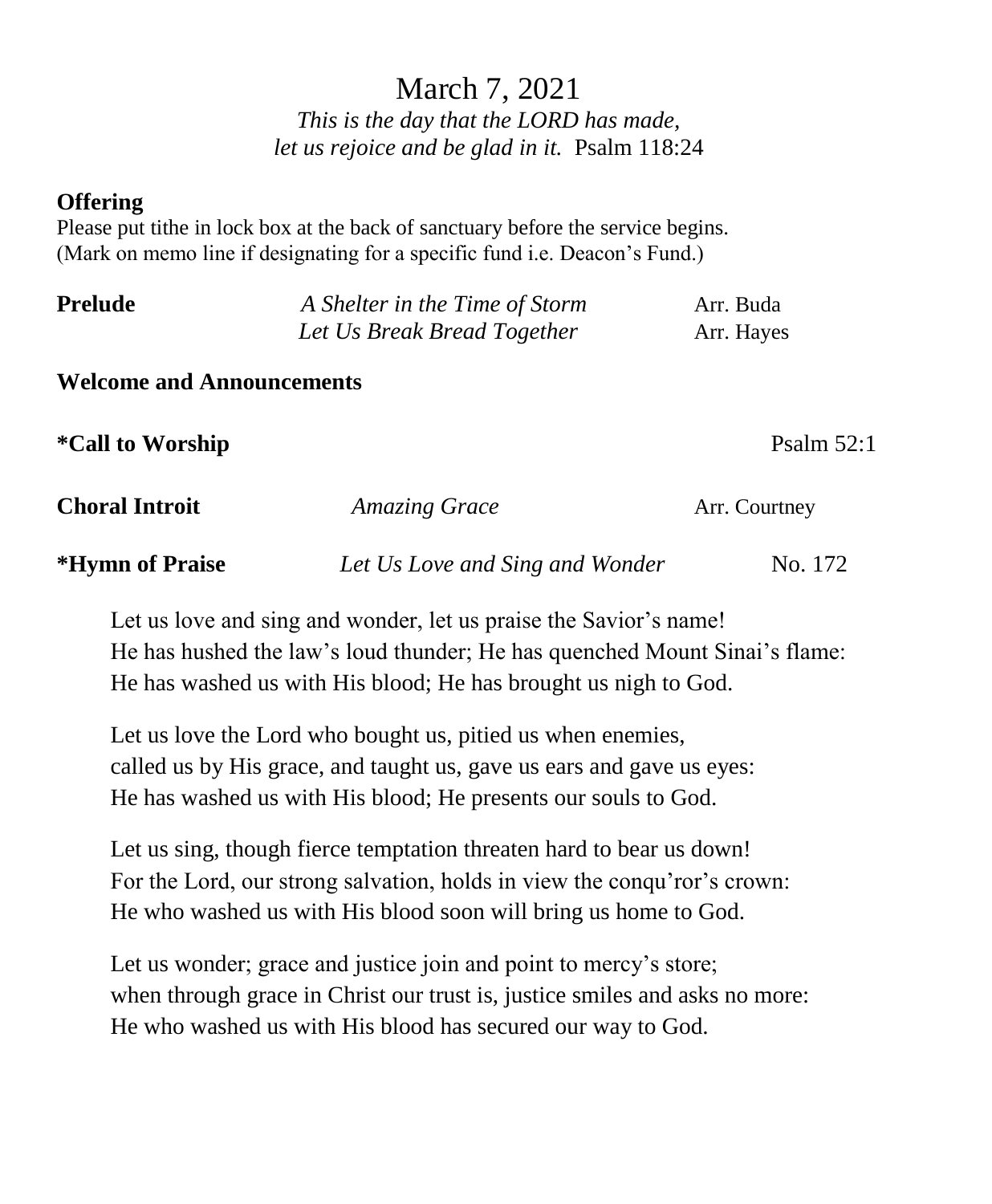# March 7, 2021

*This is the day that the LORD has made,*
*let us rejoice and be glad in it.* Psalm 118:24

**Offering**
Please put tithe in lock box at the back of sanctuary before the service begins.
(Mark on memo line if designating for a specific fund i.e. Deacon's Fund.)

**Prelude** — *A Shelter in the Time of Storm* — Arr. Buda
*Let Us Break Bread Together* — Arr. Hayes

**Welcome and Announcements**

**\*Call to Worship** — Psalm 52:1

**Choral Introit** — *Amazing Grace* — Arr. Courtney

**\*Hymn of Praise** — *Let Us Love and Sing and Wonder* — No. 172

Let us love and sing and wonder, let us praise the Savior's name!
He has hushed the law's loud thunder; He has quenched Mount Sinai's flame:
He has washed us with His blood; He has brought us nigh to God.

Let us love the Lord who bought us, pitied us when enemies,
called us by His grace, and taught us, gave us ears and gave us eyes:
He has washed us with His blood; He presents our souls to God.

Let us sing, though fierce temptation threaten hard to bear us down!
For the Lord, our strong salvation, holds in view the conqu'ror's crown:
He who washed us with His blood soon will bring us home to God.

Let us wonder; grace and justice join and point to mercy's store;
when through grace in Christ our trust is, justice smiles and asks no more:
He who washed us with His blood has secured our way to God.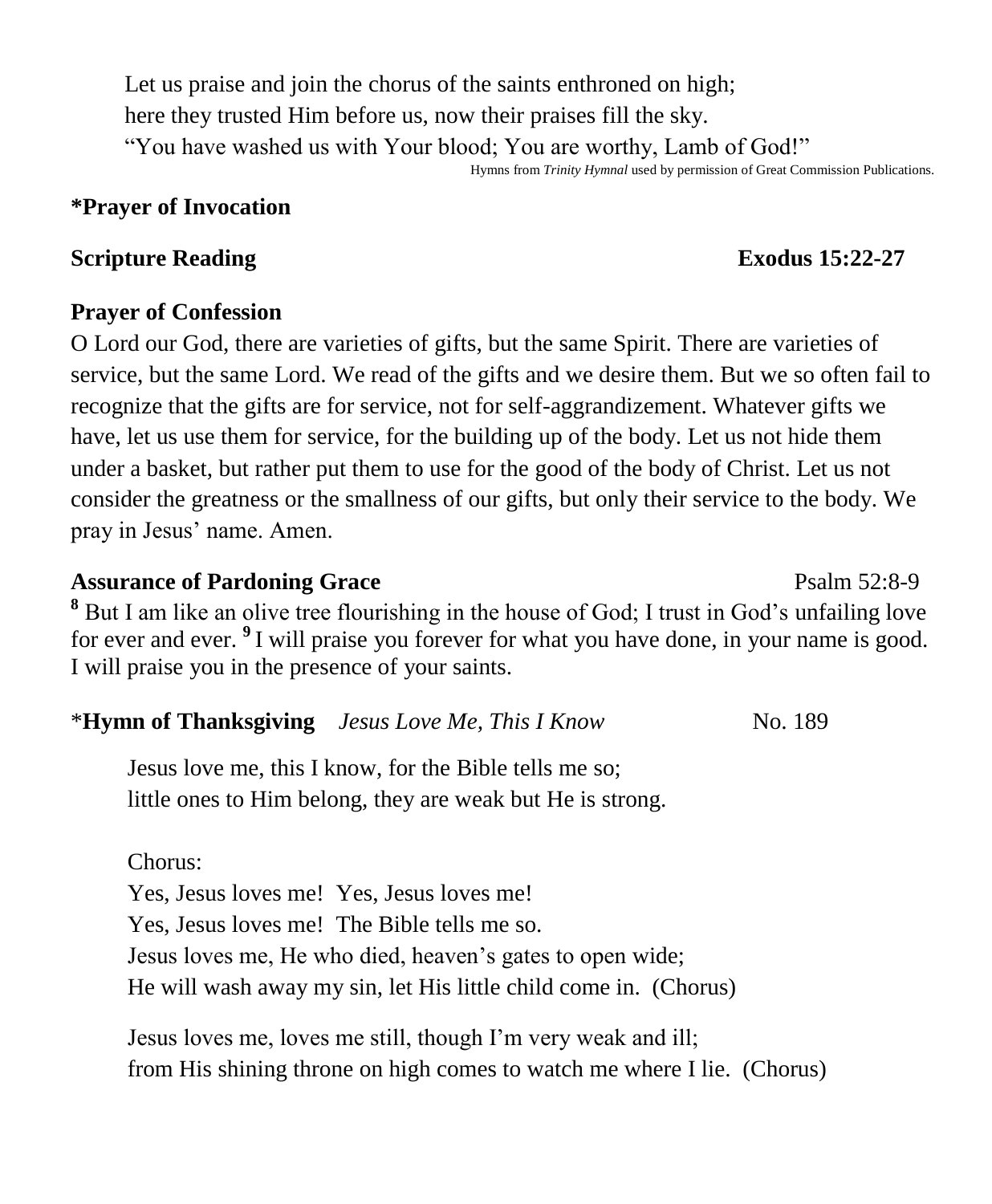Let us praise and join the chorus of the saints enthroned on high;
here they trusted Him before us, now their praises fill the sky.
"You have washed us with Your blood; You are worthy, Lamb of God!"

Hymns from *Trinity Hymnal* used by permission of Great Commission Publications.

**\*Prayer of Invocation**

**Scripture Reading** **Exodus 15:22-27**

**Prayer of Confession**

O Lord our God, there are varieties of gifts, but the same Spirit. There are varieties of service, but the same Lord. We read of the gifts and we desire them. But we so often fail to recognize that the gifts are for service, not for self-aggrandizement. Whatever gifts we have, let us use them for service, for the building up of the body. Let us not hide them under a basket, but rather put them to use for the good of the body of Christ. Let us not consider the greatness or the smallness of our gifts, but only their service to the body. We pray in Jesus' name. Amen.

**Assurance of Pardoning Grace** Psalm 52:8-9

**8** But I am like an olive tree flourishing in the house of God; I trust in God's unfailing love for ever and ever. **9** I will praise you forever for what you have done, in your name is good. I will praise you in the presence of your saints.

\***Hymn of Thanksgiving** *Jesus Love Me, This I Know* No. 189

Jesus love me, this I know, for the Bible tells me so;
little ones to Him belong, they are weak but He is strong.

Chorus:
Yes, Jesus loves me! Yes, Jesus loves me!
Yes, Jesus loves me! The Bible tells me so.
Jesus loves me, He who died, heaven's gates to open wide;
He will wash away my sin, let His little child come in. (Chorus)

Jesus loves me, loves me still, though I'm very weak and ill;
from His shining throne on high comes to watch me where I lie. (Chorus)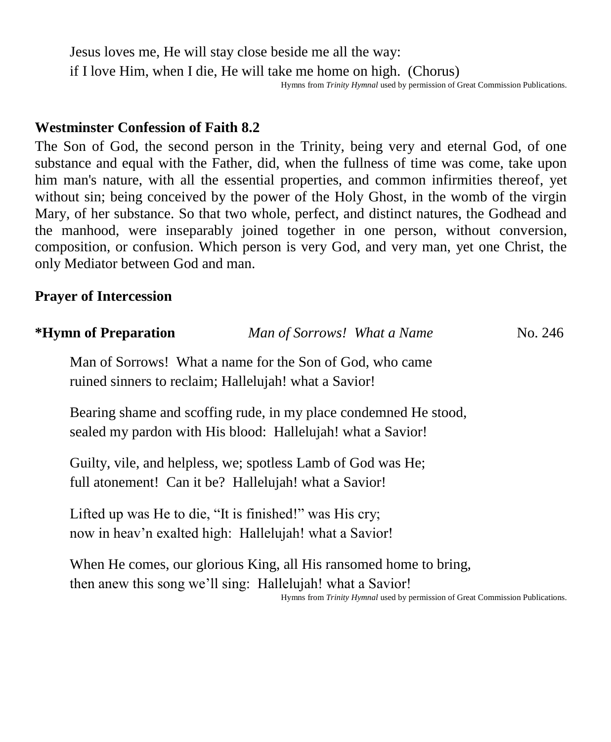Jesus loves me, He will stay close beside me all the way:
if I love Him, when I die, He will take me home on high. (Chorus)

Hymns from *Trinity Hymnal* used by permission of Great Commission Publications.

**Westminster Confession of Faith 8.2**

The Son of God, the second person in the Trinity, being very and eternal God, of one substance and equal with the Father, did, when the fullness of time was come, take upon him man's nature, with all the essential properties, and common infirmities thereof, yet without sin; being conceived by the power of the Holy Ghost, in the womb of the virgin Mary, of her substance. So that two whole, perfect, and distinct natures, the Godhead and the manhood, were inseparably joined together in one person, without conversion, composition, or confusion. Which person is very God, and very man, yet one Christ, the only Mediator between God and man.

**Prayer of Intercession**

**\*Hymn of Preparation** *Man of Sorrows! What a Name* No. 246

Man of Sorrows! What a name for the Son of God, who came
ruined sinners to reclaim; Hallelujah! what a Savior!

Bearing shame and scoffing rude, in my place condemned He stood,
sealed my pardon with His blood: Hallelujah! what a Savior!

Guilty, vile, and helpless, we; spotless Lamb of God was He;
full atonement! Can it be? Hallelujah! what a Savior!

Lifted up was He to die, "It is finished!" was His cry;
now in heav'n exalted high: Hallelujah! what a Savior!

When He comes, our glorious King, all His ransomed home to bring,
then anew this song we'll sing: Hallelujah! what a Savior!

Hymns from *Trinity Hymnal* used by permission of Great Commission Publications.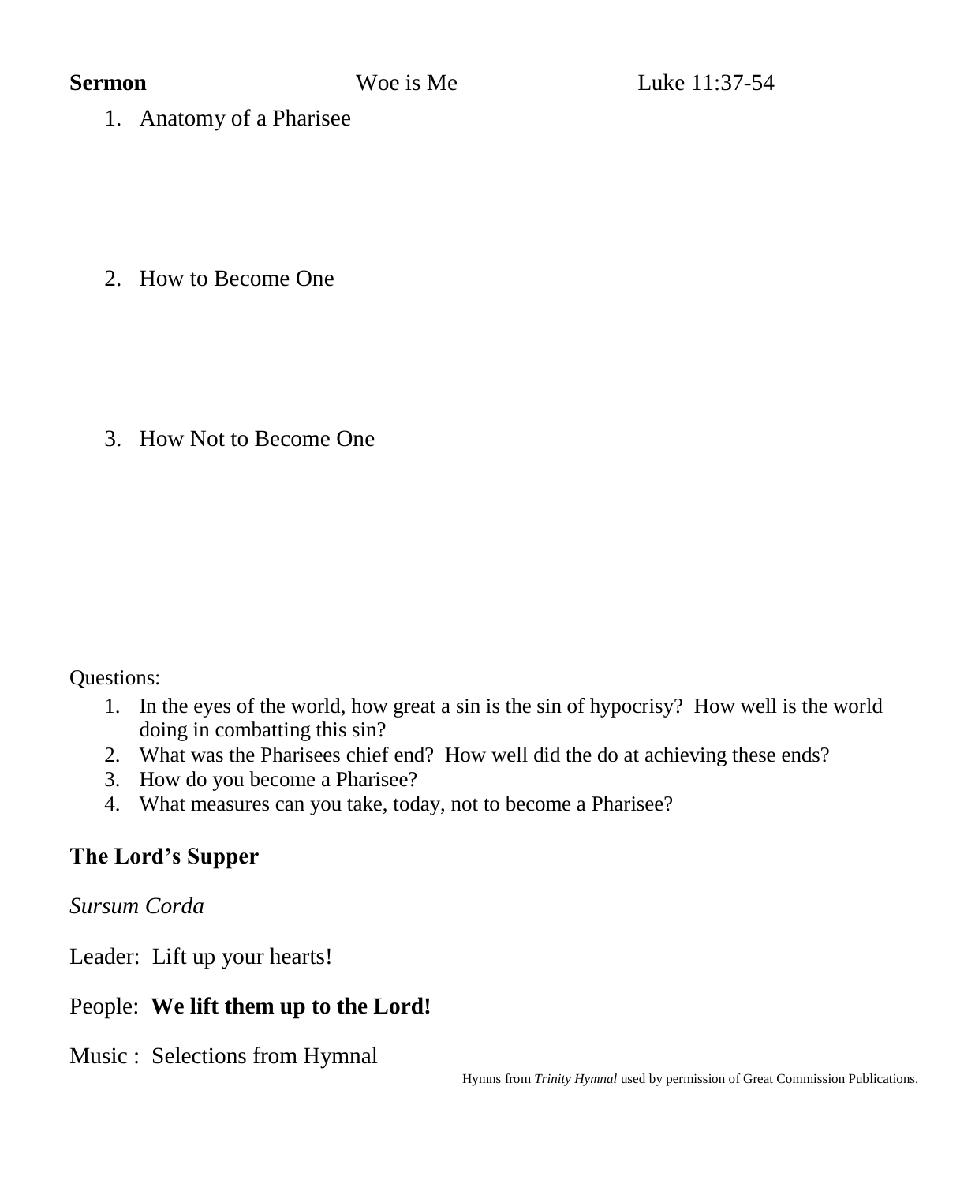**Sermon** Woe is Me Luke 11:37-54

1. Anatomy of a Pharisee

2. How to Become One

3. How Not to Become One

Questions:

1. In the eyes of the world, how great a sin is the sin of hypocrisy? How well is the world doing in combatting this sin?
2. What was the Pharisees chief end? How well did the do at achieving these ends?
3. How do you become a Pharisee?
4. What measures can you take, today, not to become a Pharisee?

## The Lord's Supper

*Sursum Corda*

Leader: Lift up your hearts!

People: **We lift them up to the Lord!**

Music : Selections from Hymnal

Hymns from *Trinity Hymnal* used by permission of Great Commission Publications.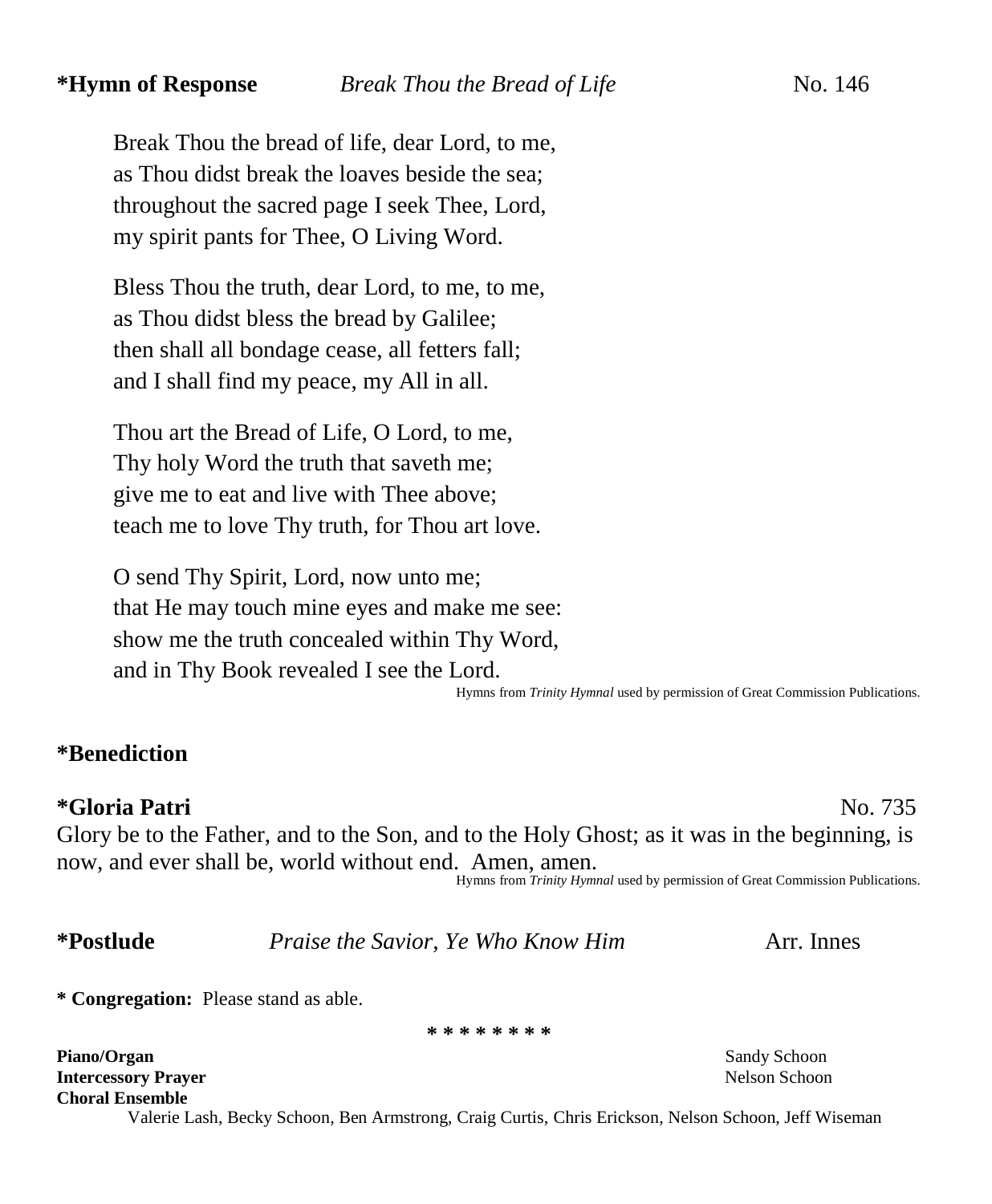**\*Hymn of Response** *Break Thou the Bread of Life* No. 146

Break Thou the bread of life, dear Lord, to me,
as Thou didst break the loaves beside the sea;
throughout the sacred page I seek Thee, Lord,
my spirit pants for Thee, O Living Word.

Bless Thou the truth, dear Lord, to me, to me,
as Thou didst bless the bread by Galilee;
then shall all bondage cease, all fetters fall;
and I shall find my peace, my All in all.

Thou art the Bread of Life, O Lord, to me,
Thy holy Word the truth that saveth me;
give me to eat and live with Thee above;
teach me to love Thy truth, for Thou art love.

O send Thy Spirit, Lord, now unto me;
that He may touch mine eyes and make me see:
show me the truth concealed within Thy Word,
and in Thy Book revealed I see the Lord.

Hymns from *Trinity Hymnal* used by permission of Great Commission Publications.

**\*Benediction**

**\*Gloria Patri** No. 735

Glory be to the Father, and to the Son, and to the Holy Ghost; as it was in the beginning, is now, and ever shall be, world without end. Amen, amen.

Hymns from *Trinity Hymnal* used by permission of Great Commission Publications.

**\*Postlude** *Praise the Savior, Ye Who Know Him* Arr. Innes

**\* Congregation:** Please stand as able.

\* \* \* \* \* \* \* \*

**Piano/Organ** Sandy Schoon
**Intercessory Prayer** Nelson Schoon
**Choral Ensemble**
Valerie Lash, Becky Schoon, Ben Armstrong, Craig Curtis, Chris Erickson, Nelson Schoon, Jeff Wiseman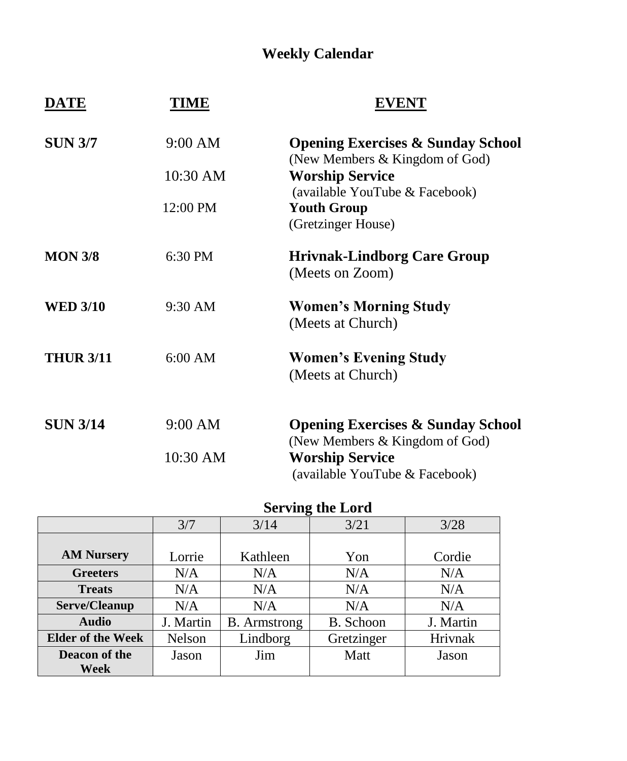# Weekly Calendar

| DATE | TIME | EVENT |
|---|---|---|
| **SUN 3/7** | 9:00 AM | **Opening Exercises & Sunday School** (New Members & Kingdom of God) |
| | 10:30 AM | **Worship Service** (available YouTube & Facebook) |
| | 12:00 PM | **Youth Group** (Gretzinger House) |
| **MON 3/8** | 6:30 PM | **Hrivnak-Lindborg Care Group** (Meets on Zoom) |
| **WED 3/10** | 9:30 AM | **Women's Morning Study** (Meets at Church) |
| **THUR 3/11** | 6:00 AM | **Women's Evening Study** (Meets at Church) |
| **SUN 3/14** | 9:00 AM | **Opening Exercises & Sunday School** (New Members & Kingdom of God) |
| | 10:30 AM | **Worship Service** (available YouTube & Facebook) |

## Serving the Lord

| | 3/7 | 3/14 | 3/21 | 3/28 |
|---|---|---|---|---|
| **AM Nursery** | Lorrie | Kathleen | Yon | Cordie |
| **Greeters** | N/A | N/A | N/A | N/A |
| **Treats** | N/A | N/A | N/A | N/A |
| **Serve/Cleanup** | N/A | N/A | N/A | N/A |
| **Audio** | J. Martin | B. Armstrong | B. Schoon | J. Martin |
| **Elder of the Week** | Nelson | Lindborg | Gretzinger | Hrivnak |
| **Deacon of the Week** | Jason | Jim | Matt | Jason |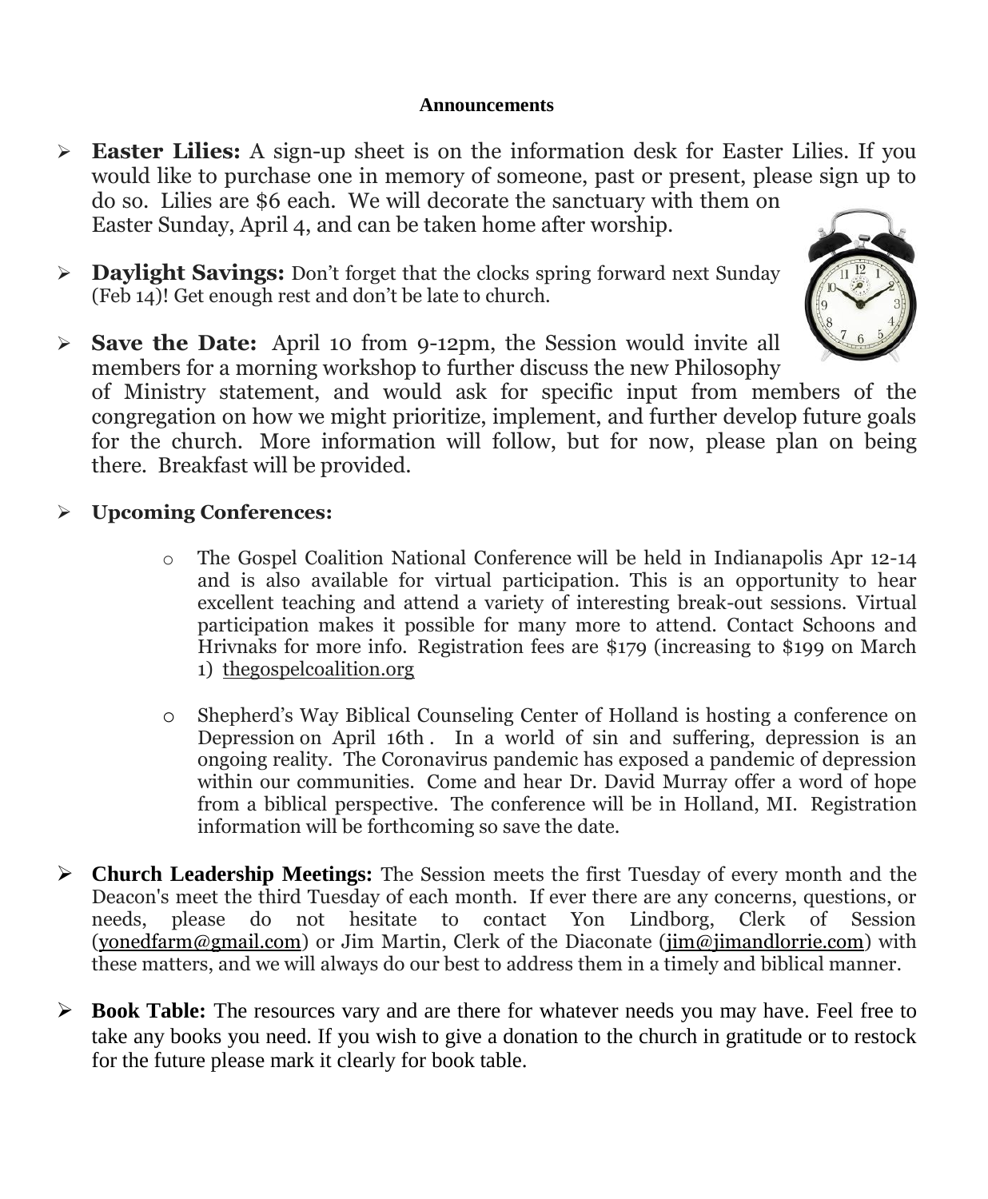**Announcements**

- **Easter Lilies:** A sign-up sheet is on the information desk for Easter Lilies. If you would like to purchase one in memory of someone, past or present, please sign up to do so. Lilies are $6 each. We will decorate the sanctuary with them on Easter Sunday, April 4, and can be taken home after worship.
- **Daylight Savings:** Don't forget that the clocks spring forward next Sunday (Feb 14)! Get enough rest and don't be late to church.
- **Save the Date:** April 10 from 9-12pm, the Session would invite all members for a morning workshop to further discuss the new Philosophy of Ministry statement, and would ask for specific input from members of the congregation on how we might prioritize, implement, and further develop future goals for the church. More information will follow, but for now, please plan on being there. Breakfast will be provided.
- **Upcoming Conferences:**
  - The Gospel Coalition National Conference will be held in Indianapolis Apr 12-14 and is also available for virtual participation. This is an opportunity to hear excellent teaching and attend a variety of interesting break-out sessions. Virtual participation makes it possible for many more to attend. Contact Schoons and Hrivnaks for more info. Registration fees are $179 (increasing to $199 on March 1) thegospelcoalition.org
  - Shepherd's Way Biblical Counseling Center of Holland is hosting a conference on Depression on April 16th . In a world of sin and suffering, depression is an ongoing reality. The Coronavirus pandemic has exposed a pandemic of depression within our communities. Come and hear Dr. David Murray offer a word of hope from a biblical perspective. The conference will be in Holland, MI. Registration information will be forthcoming so save the date.
- **Church Leadership Meetings:** The Session meets the first Tuesday of every month and the Deacon's meet the third Tuesday of each month. If ever there are any concerns, questions, or needs, please do not hesitate to contact Yon Lindborg, Clerk of Session (yonedfarm@gmail.com) or Jim Martin, Clerk of the Diaconate (jim@jimandlorrie.com) with these matters, and we will always do our best to address them in a timely and biblical manner.
- **Book Table:** The resources vary and are there for whatever needs you may have. Feel free to take any books you need. If you wish to give a donation to the church in gratitude or to restock for the future please mark it clearly for book table.